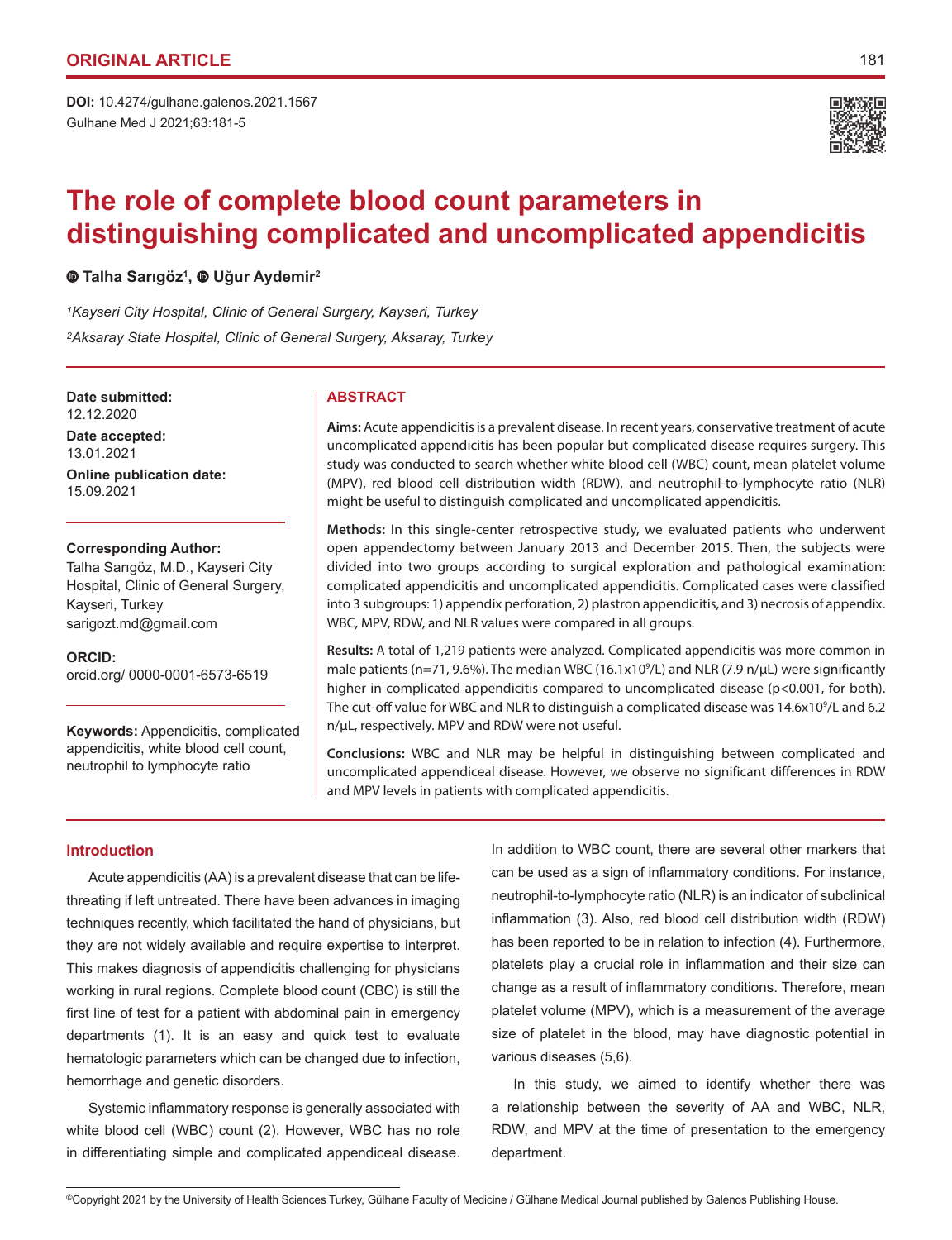ORIGINAL ARTICLE

**DOI:** 10.4274/gulhane.galenos.2021.1567
Gulhane Med J 2021;63:181-5

# The role of complete blood count parameters in distinguishing complicated and uncomplicated appendicitis

**Talha Sarıgöz[1], Uğur Aydemir[2]**

*[1]Kayseri City Hospital, Clinic of General Surgery, Kayseri, Turkey*

*[2]Aksaray State Hospital, Clinic of General Surgery, Aksaray, Turkey*

**Date submitted:**
12.12.2020

**Date accepted:**
13.01.2021

**Online publication date:**
15.09.2021

**Corresponding Author:**
Talha Sarıgöz, M.D., Kayseri City Hospital, Clinic of General Surgery, Kayseri, Turkey
sarigozt.md@gmail.com

**ORCID:**
orcid.org/ 0000-0001-6573-6519

**Keywords:** Appendicitis, complicated appendicitis, white blood cell count, neutrophil to lymphocyte ratio

## ABSTRACT

**Aims:** Acute appendicitis is a prevalent disease. In recent years, conservative treatment of acute uncomplicated appendicitis has been popular but complicated disease requires surgery. This study was conducted to search whether white blood cell (WBC) count, mean platelet volume (MPV), red blood cell distribution width (RDW), and neutrophil-to-lymphocyte ratio (NLR) might be useful to distinguish complicated and uncomplicated appendicitis.

**Methods:** In this single-center retrospective study, we evaluated patients who underwent open appendectomy between January 2013 and December 2015. Then, the subjects were divided into two groups according to surgical exploration and pathological examination: complicated appendicitis and uncomplicated appendicitis. Complicated cases were classified into 3 subgroups: 1) appendix perforation, 2) plastron appendicitis, and 3) necrosis of appendix. WBC, MPV, RDW, and NLR values were compared in all groups.

**Results:** A total of 1,219 patients were analyzed. Complicated appendicitis was more common in male patients (n=71, 9.6%). The median WBC ($16.1 \times 10^9$/L) and NLR (7.9 n/μL) were significantly higher in complicated appendicitis compared to uncomplicated disease ($p<0.001$, for both). The cut-off value for WBC and NLR to distinguish a complicated disease was $14.6 \times 10^9$/L and 6.2 n/μL, respectively. MPV and RDW were not useful.

**Conclusions:** WBC and NLR may be helpful in distinguishing between complicated and uncomplicated appendiceal disease. However, we observe no significant differences in RDW and MPV levels in patients with complicated appendicitis.

## Introduction

Acute appendicitis (AA) is a prevalent disease that can be life-threating if left untreated. There have been advances in imaging techniques recently, which facilitated the hand of physicians, but they are not widely available and require expertise to interpret. This makes diagnosis of appendicitis challenging for physicians working in rural regions. Complete blood count (CBC) is still the first line of test for a patient with abdominal pain in emergency departments (1). It is an easy and quick test to evaluate hematologic parameters which can be changed due to infection, hemorrhage and genetic disorders.

Systemic inflammatory response is generally associated with white blood cell (WBC) count (2). However, WBC has no role in differentiating simple and complicated appendiceal disease. In addition to WBC count, there are several other markers that can be used as a sign of inflammatory conditions. For instance, neutrophil-to-lymphocyte ratio (NLR) is an indicator of subclinical inflammation (3). Also, red blood cell distribution width (RDW) has been reported to be in relation to infection (4). Furthermore, platelets play a crucial role in inflammation and their size can change as a result of inflammatory conditions. Therefore, mean platelet volume (MPV), which is a measurement of the average size of platelet in the blood, may have diagnostic potential in various diseases (5,6).

In this study, we aimed to identify whether there was a relationship between the severity of AA and WBC, NLR, RDW, and MPV at the time of presentation to the emergency department.

©Copyright 2021 by the University of Health Sciences Turkey, Gülhane Faculty of Medicine / Gülhane Medical Journal published by Galenos Publishing House.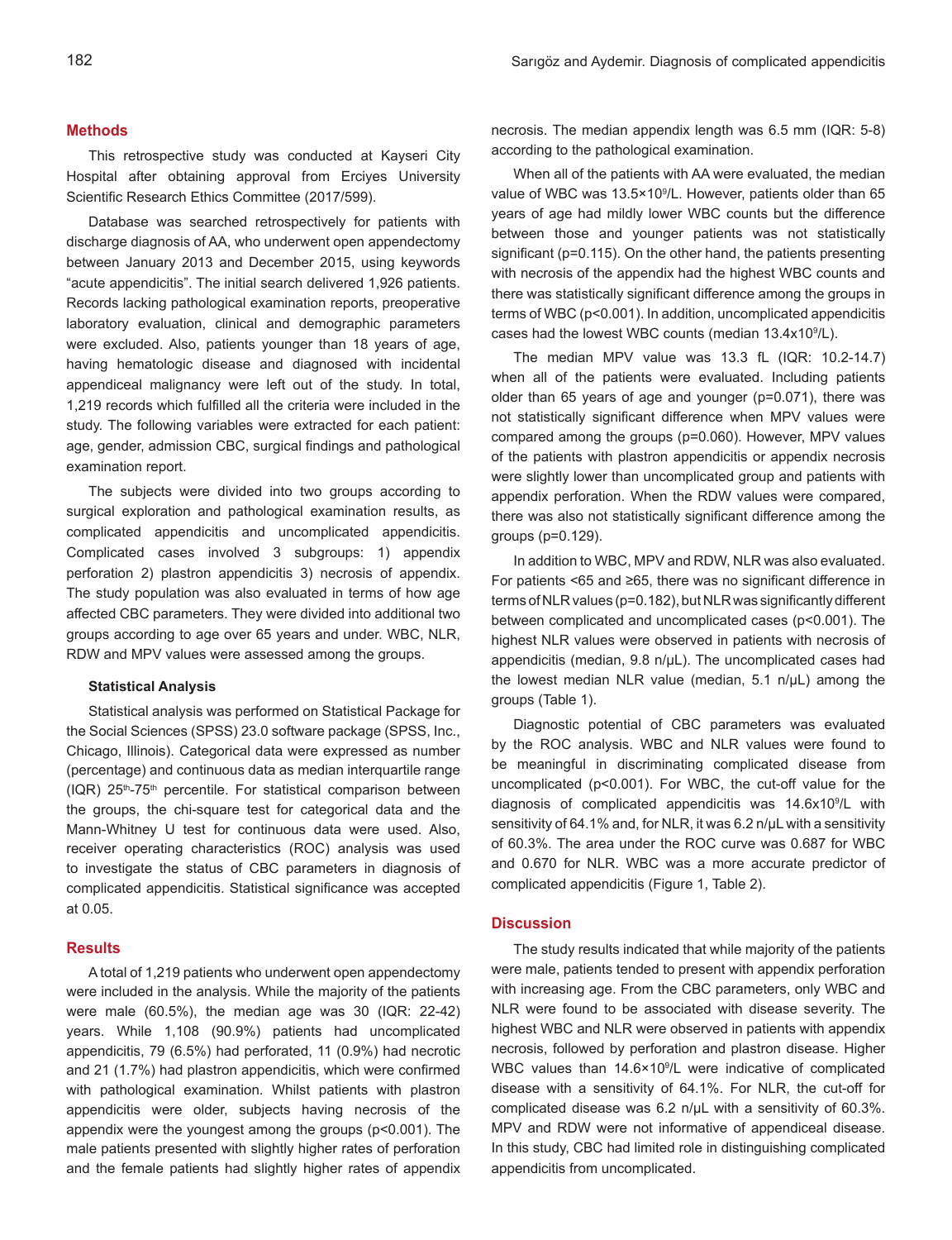## Methods

This retrospective study was conducted at Kayseri City Hospital after obtaining approval from Erciyes University Scientific Research Ethics Committee (2017/599).

Database was searched retrospectively for patients with discharge diagnosis of AA, who underwent open appendectomy between January 2013 and December 2015, using keywords "acute appendicitis". The initial search delivered 1,926 patients. Records lacking pathological examination reports, preoperative laboratory evaluation, clinical and demographic parameters were excluded. Also, patients younger than 18 years of age, having hematologic disease and diagnosed with incidental appendiceal malignancy were left out of the study. In total, 1,219 records which fulfilled all the criteria were included in the study. The following variables were extracted for each patient: age, gender, admission CBC, surgical findings and pathological examination report.

The subjects were divided into two groups according to surgical exploration and pathological examination results, as complicated appendicitis and uncomplicated appendicitis. Complicated cases involved 3 subgroups: 1) appendix perforation 2) plastron appendicitis 3) necrosis of appendix. The study population was also evaluated in terms of how age affected CBC parameters. They were divided into additional two groups according to age over 65 years and under. WBC, NLR, RDW and MPV values were assessed among the groups.

### Statistical Analysis

Statistical analysis was performed on Statistical Package for the Social Sciences (SPSS) 23.0 software package (SPSS, Inc., Chicago, Illinois). Categorical data were expressed as number (percentage) and continuous data as median interquartile range (IQR) $25^{th}$-$75^{th}$ percentile. For statistical comparison between the groups, the chi-square test for categorical data and the Mann-Whitney U test for continuous data were used. Also, receiver operating characteristics (ROC) analysis was used to investigate the status of CBC parameters in diagnosis of complicated appendicitis. Statistical significance was accepted at 0.05.

## Results

A total of 1,219 patients who underwent open appendectomy were included in the analysis. While the majority of the patients were male (60.5%), the median age was 30 (IQR: 22-42) years. While 1,108 (90.9%) patients had uncomplicated appendicitis, 79 (6.5%) had perforated, 11 (0.9%) had necrotic and 21 (1.7%) had plastron appendicitis, which were confirmed with pathological examination. Whilst patients with plastron appendicitis were older, subjects having necrosis of the appendix were the youngest among the groups ($p<0.001$). The male patients presented with slightly higher rates of perforation and the female patients had slightly higher rates of appendix necrosis. The median appendix length was 6.5 mm (IQR: 5-8) according to the pathological examination.

When all of the patients with AA were evaluated, the median value of WBC was $13.5\times10^9$/L. However, patients older than 65 years of age had mildly lower WBC counts but the difference between those and younger patients was not statistically significant ($p=0.115$). On the other hand, the patients presenting with necrosis of the appendix had the highest WBC counts and there was statistically significant difference among the groups in terms of WBC ($p<0.001$). In addition, uncomplicated appendicitis cases had the lowest WBC counts (median $13.4\times10^9$/L).

The median MPV value was 13.3 fL (IQR: 10.2-14.7) when all of the patients were evaluated. Including patients older than 65 years of age and younger ($p=0.071$), there was not statistically significant difference when MPV values were compared among the groups ($p=0.060$). However, MPV values of the patients with plastron appendicitis or appendix necrosis were slightly lower than uncomplicated group and patients with appendix perforation. When the RDW values were compared, there was also not statistically significant difference among the groups ($p=0.129$).

In addition to WBC, MPV and RDW, NLR was also evaluated. For patients <65 and ≥65, there was no significant difference in terms of NLR values ($p=0.182$), but NLR was significantly different between complicated and uncomplicated cases ($p<0.001$). The highest NLR values were observed in patients with necrosis of appendicitis (median, 9.8 n/μL). The uncomplicated cases had the lowest median NLR value (median, 5.1 n/μL) among the groups (Table 1).

Diagnostic potential of CBC parameters was evaluated by the ROC analysis. WBC and NLR values were found to be meaningful in discriminating complicated disease from uncomplicated ($p<0.001$). For WBC, the cut-off value for the diagnosis of complicated appendicitis was $14.6\times10^9$/L with sensitivity of 64.1% and, for NLR, it was 6.2 n/μL with a sensitivity of 60.3%. The area under the ROC curve was 0.687 for WBC and 0.670 for NLR. WBC was a more accurate predictor of complicated appendicitis (Figure 1, Table 2).

## Discussion

The study results indicated that while majority of the patients were male, patients tended to present with appendix perforation with increasing age. From the CBC parameters, only WBC and NLR were found to be associated with disease severity. The highest WBC and NLR were observed in patients with appendix necrosis, followed by perforation and plastron disease. Higher WBC values than $14.6\times10^9$/L were indicative of complicated disease with a sensitivity of 64.1%. For NLR, the cut-off for complicated disease was 6.2 n/μL with a sensitivity of 60.3%. MPV and RDW were not informative of appendiceal disease. In this study, CBC had limited role in distinguishing complicated appendicitis from uncomplicated.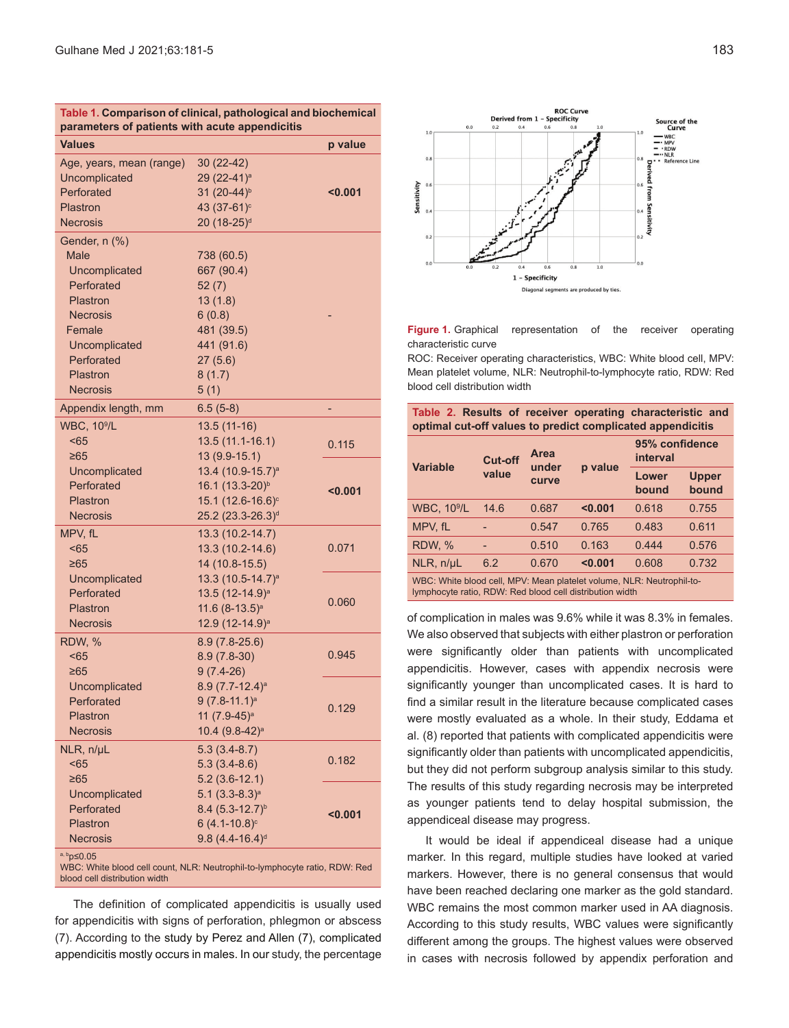**Table 1. Comparison of clinical, pathological and biochemical parameters of patients with acute appendicitis**

| Values | | p value |
|---|---|---|
| Age, years, mean (range) | 30 (22-42) | <0.001 |
| Uncomplicated | 29 (22-41)[a] | |
| Perforated | 31 (20-44)[b] | |
| Plastron | 43 (37-61)[c] | |
| Necrosis | 20 (18-25)[d] | |
| Gender, n (%) | | - |
| Male | 738 (60.5) | |
| Uncomplicated | 667 (90.4) | |
| Perforated | 52 (7) | |
| Plastron | 13 (1.8) | |
| Necrosis | 6 (0.8) | |
| Female | 481 (39.5) | |
| Uncomplicated | 441 (91.6) | |
| Perforated | 27 (5.6) | |
| Plastron | 8 (1.7) | |
| Necrosis | 5 (1) | |
| Appendix length, mm | 6.5 (5-8) | - |
| WBC, $10^9$/L | 13.5 (11-16) | 0.115 |
| <65 | 13.5 (11.1-16.1) | |
| ≥65 | 13 (9.9-15.1) | |
| Uncomplicated | 13.4 (10.9-15.7)[a] | <0.001 |
| Perforated | 16.1 (13.3-20)[b] | |
| Plastron | 15.1 (12.6-16.6)[c] | |
| Necrosis | 25.2 (23.3-26.3)[d] | |
| MPV, fL | 13.3 (10.2-14.7) | 0.071 |
| <65 | 13.3 (10.2-14.6) | |
| ≥65 | 14 (10.8-15.5) | |
| Uncomplicated | 13.3 (10.5-14.7)[a] | 0.060 |
| Perforated | 13.5 (12-14.9)[a] | |
| Plastron | 11.6 (8-13.5)[a] | |
| Necrosis | 12.9 (12-14.9)[a] | |
| RDW, % | 8.9 (7.8-25.6) | 0.945 |
| <65 | 8.9 (7.8-30) | |
| ≥65 | 9 (7.4-26) | |
| Uncomplicated | 8.9 (7.7-12.4)[a] | 0.129 |
| Perforated | 9 (7.8-11.1)[a] | |
| Plastron | 11 (7.9-45)[a] | |
| Necrosis | 10.4 (9.8-42)[a] | |
| NLR, n/µL | 5.3 (3.4-8.7) | 0.182 |
| <65 | 5.3 (3.4-8.6) | |
| ≥65 | 5.2 (3.6-12.1) | |
| Uncomplicated | 5.1 (3.3-8.3)[a] | <0.001 |
| Perforated | 8.4 (5.3-12.7)[b] | |
| Plastron | 6 (4.1-10.8)[c] | |
| Necrosis | 9.8 (4.4-16.4)[d] | |

[a, b]p≤0.05
WBC: White blood cell count, NLR: Neutrophil-to-lymphocyte ratio, RDW: Red blood cell distribution width

The definition of complicated appendicitis is usually used for appendicitis with signs of perforation, phlegmon or abscess (7). According to the study by Perez and Allen (7), complicated appendicitis mostly occurs in males. In our study, the percentage of complication in males was 9.6% while it was 8.3% in females. We also observed that subjects with either plastron or perforation were significantly older than patients with uncomplicated appendicitis. However, cases with appendix necrosis were significantly younger than uncomplicated cases. It is hard to find a similar result in the literature because complicated cases were mostly evaluated as a whole. In their study, Eddama et al. (8) reported that patients with complicated appendicitis were significantly older than patients with uncomplicated appendicitis, but they did not perform subgroup analysis similar to this study. The results of this study regarding necrosis may be interpreted as younger patients tend to delay hospital submission, the appendiceal disease may progress.

It would be ideal if appendiceal disease had a unique marker. In this regard, multiple studies have looked at varied markers. However, there is no general consensus that would have been reached declaring one marker as the gold standard. WBC remains the most common marker used in AA diagnosis. According to this study results, WBC values were significantly different among the groups. The highest values were observed in cases with necrosis followed by appendix perforation and

**Figure 1.** Graphical representation of the receiver operating characteristic curve

ROC: Receiver operating characteristics, WBC: White blood cell, MPV: Mean platelet volume, NLR: Neutrophil-to-lymphocyte ratio, RDW: Red blood cell distribution width

**Table 2. Results of receiver operating characteristic and optimal cut-off values to predict complicated appendicitis**

| Variable | Cut-off value | Area under curve | p value | 95% confidence interval | |
|---|---|---|---|---|---|
| | | | | Lower bound | Upper bound |
| WBC, $10^9$/L | 14.6 | 0.687 | **<0.001** | 0.618 | 0.755 |
| MPV, fL | - | 0.547 | 0.765 | 0.483 | 0.611 |
| RDW, % | - | 0.510 | 0.163 | 0.444 | 0.576 |
| NLR, n/µL | 6.2 | 0.670 | **<0.001** | 0.608 | 0.732 |

WBC: White blood cell, MPV: Mean platelet volume, NLR: Neutrophil-to-lymphocyte ratio, RDW: Red blood cell distribution width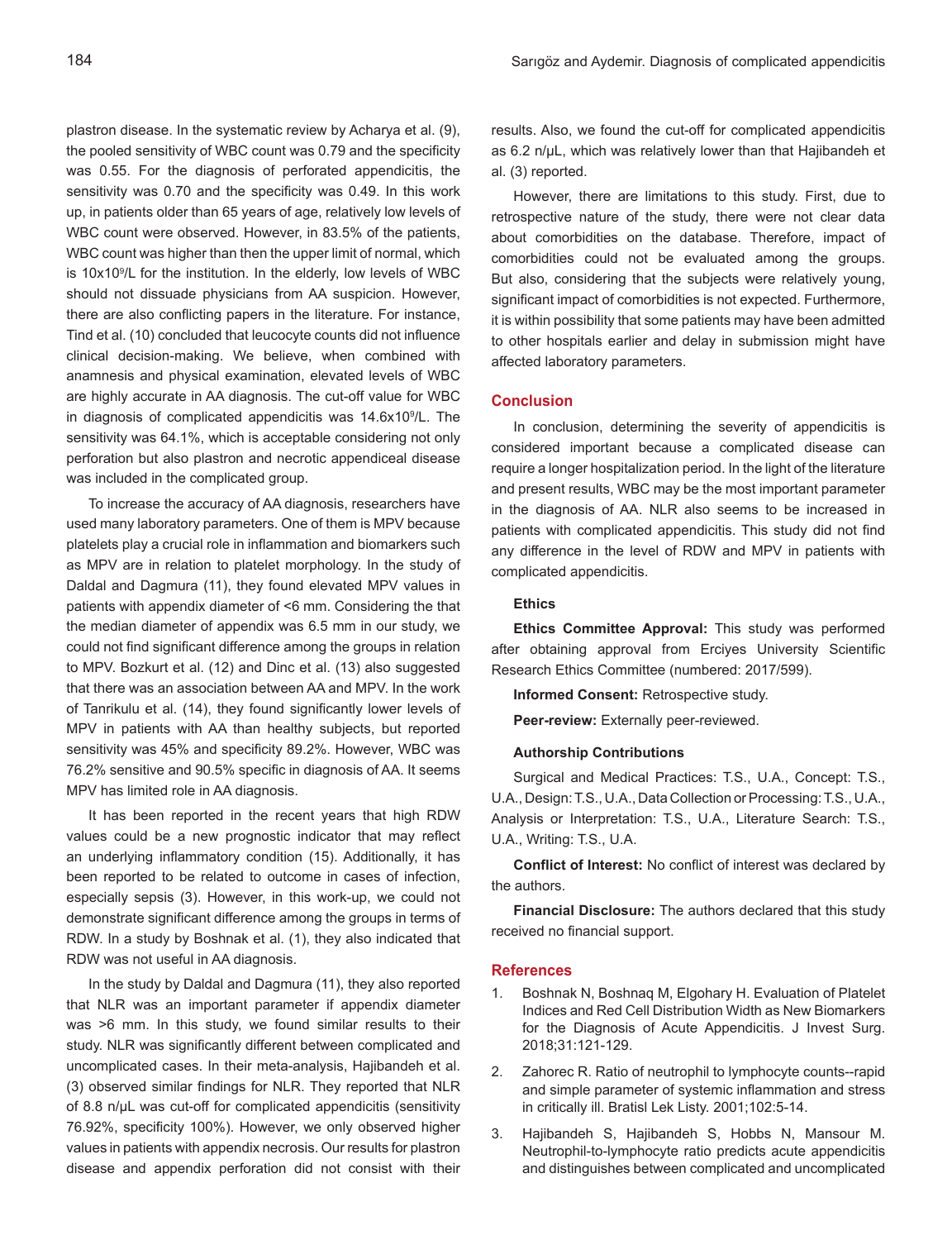plastron disease. In the systematic review by Acharya et al. (9), the pooled sensitivity of WBC count was 0.79 and the specificity was 0.55. For the diagnosis of perforated appendicitis, the sensitivity was 0.70 and the specificity was 0.49. In this work up, in patients older than 65 years of age, relatively low levels of WBC count were observed. However, in 83.5% of the patients, WBC count was higher than then the upper limit of normal, which is $10 \times 10^9$/L for the institution. In the elderly, low levels of WBC should not dissuade physicians from AA suspicion. However, there are also conflicting papers in the literature. For instance, Tind et al. (10) concluded that leucocyte counts did not influence clinical decision-making. We believe, when combined with anamnesis and physical examination, elevated levels of WBC are highly accurate in AA diagnosis. The cut-off value for WBC in diagnosis of complicated appendicitis was $14.6 \times 10^9$/L. The sensitivity was 64.1%, which is acceptable considering not only perforation but also plastron and necrotic appendiceal disease was included in the complicated group.

To increase the accuracy of AA diagnosis, researchers have used many laboratory parameters. One of them is MPV because platelets play a crucial role in inflammation and biomarkers such as MPV are in relation to platelet morphology. In the study of Daldal and Dagmura (11), they found elevated MPV values in patients with appendix diameter of <6 mm. Considering the that the median diameter of appendix was 6.5 mm in our study, we could not find significant difference among the groups in relation to MPV. Bozkurt et al. (12) and Dinc et al. (13) also suggested that there was an association between AA and MPV. In the work of Tanrikulu et al. (14), they found significantly lower levels of MPV in patients with AA than healthy subjects, but reported sensitivity was 45% and specificity 89.2%. However, WBC was 76.2% sensitive and 90.5% specific in diagnosis of AA. It seems MPV has limited role in AA diagnosis.

It has been reported in the recent years that high RDW values could be a new prognostic indicator that may reflect an underlying inflammatory condition (15). Additionally, it has been reported to be related to outcome in cases of infection, especially sepsis (3). However, in this work-up, we could not demonstrate significant difference among the groups in terms of RDW. In a study by Boshnak et al. (1), they also indicated that RDW was not useful in AA diagnosis.

In the study by Daldal and Dagmura (11), they also reported that NLR was an important parameter if appendix diameter was >6 mm. In this study, we found similar results to their study. NLR was significantly different between complicated and uncomplicated cases. In their meta-analysis, Hajibandeh et al. (3) observed similar findings for NLR. They reported that NLR of 8.8 n/μL was cut-off for complicated appendicitis (sensitivity 76.92%, specificity 100%). However, we only observed higher values in patients with appendix necrosis. Our results for plastron disease and appendix perforation did not consist with their results. Also, we found the cut-off for complicated appendicitis as 6.2 n/μL, which was relatively lower than that Hajibandeh et al. (3) reported.

However, there are limitations to this study. First, due to retrospective nature of the study, there were not clear data about comorbidities on the database. Therefore, impact of comorbidities could not be evaluated among the groups. But also, considering that the subjects were relatively young, significant impact of comorbidities is not expected. Furthermore, it is within possibility that some patients may have been admitted to other hospitals earlier and delay in submission might have affected laboratory parameters.

## Conclusion

In conclusion, determining the severity of appendicitis is considered important because a complicated disease can require a longer hospitalization period. In the light of the literature and present results, WBC may be the most important parameter in the diagnosis of AA. NLR also seems to be increased in patients with complicated appendicitis. This study did not find any difference in the level of RDW and MPV in patients with complicated appendicitis.

### Ethics

**Ethics Committee Approval:** This study was performed after obtaining approval from Erciyes University Scientific Research Ethics Committee (numbered: 2017/599).

**Informed Consent:** Retrospective study.

**Peer-review:** Externally peer-reviewed.

### Authorship Contributions

Surgical and Medical Practices: T.S., U.A., Concept: T.S., U.A., Design: T.S., U.A., Data Collection or Processing: T.S., U.A., Analysis or Interpretation: T.S., U.A., Literature Search: T.S., U.A., Writing: T.S., U.A.

**Conflict of Interest:** No conflict of interest was declared by the authors.

**Financial Disclosure:** The authors declared that this study received no financial support.

## References

1. Boshnak N, Boshnaq M, Elgohary H. Evaluation of Platelet Indices and Red Cell Distribution Width as New Biomarkers for the Diagnosis of Acute Appendicitis. J Invest Surg. 2018;31:121-129.
2. Zahorec R. Ratio of neutrophil to lymphocyte counts--rapid and simple parameter of systemic inflammation and stress in critically ill. Bratisl Lek Listy. 2001;102:5-14.
3. Hajibandeh S, Hajibandeh S, Hobbs N, Mansour M. Neutrophil-to-lymphocyte ratio predicts acute appendicitis and distinguishes between complicated and uncomplicated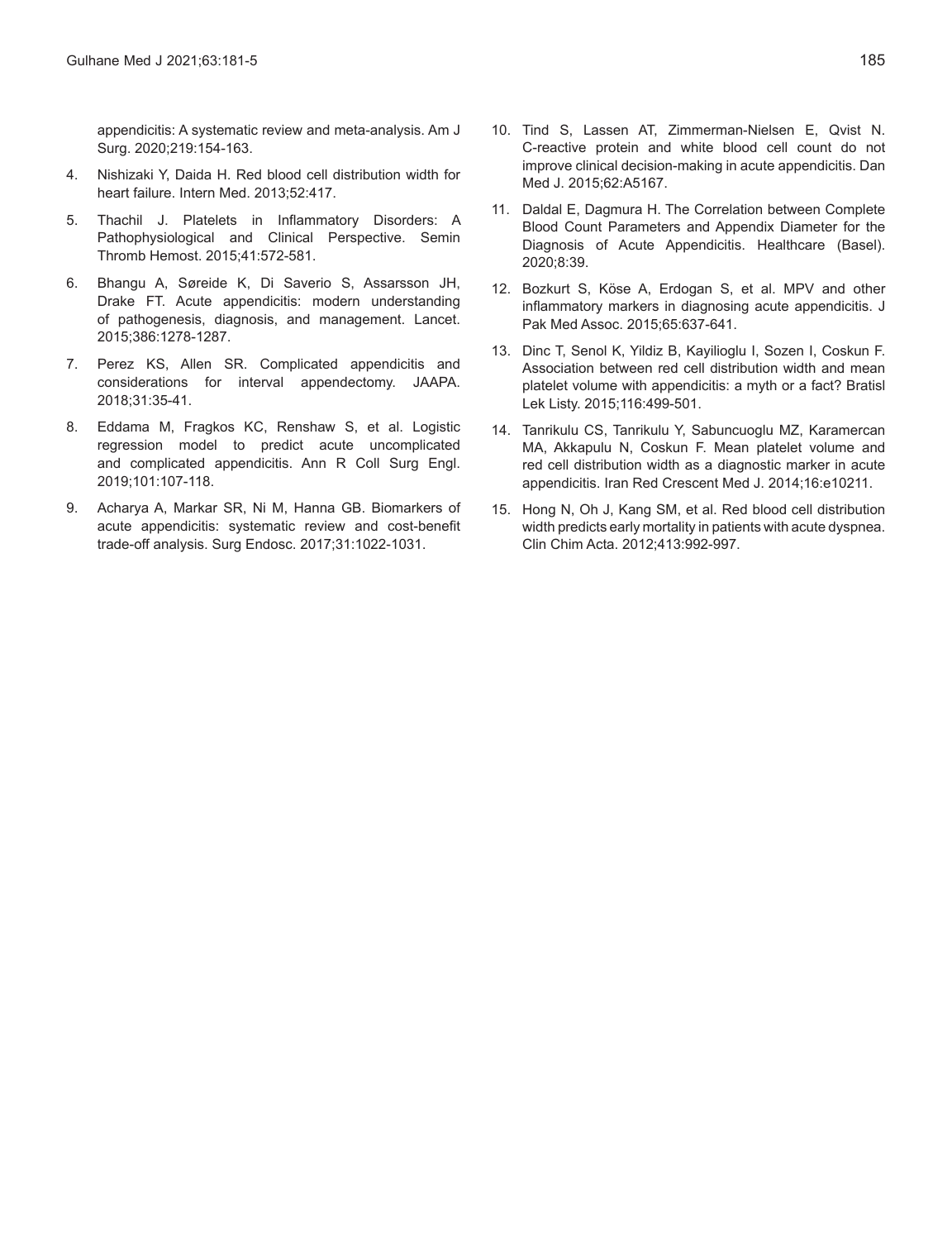appendicitis: A systematic review and meta-analysis. Am J Surg. 2020;219:154-163.

4. Nishizaki Y, Daida H. Red blood cell distribution width for heart failure. Intern Med. 2013;52:417.
5. Thachil J. Platelets in Inflammatory Disorders: A Pathophysiological and Clinical Perspective. Semin Thromb Hemost. 2015;41:572-581.
6. Bhangu A, Søreide K, Di Saverio S, Assarsson JH, Drake FT. Acute appendicitis: modern understanding of pathogenesis, diagnosis, and management. Lancet. 2015;386:1278-1287.
7. Perez KS, Allen SR. Complicated appendicitis and considerations for interval appendectomy. JAAPA. 2018;31:35-41.
8. Eddama M, Fragkos KC, Renshaw S, et al. Logistic regression model to predict acute uncomplicated and complicated appendicitis. Ann R Coll Surg Engl. 2019;101:107-118.
9. Acharya A, Markar SR, Ni M, Hanna GB. Biomarkers of acute appendicitis: systematic review and cost-benefit trade-off analysis. Surg Endosc. 2017;31:1022-1031.
10. Tind S, Lassen AT, Zimmerman-Nielsen E, Qvist N. C-reactive protein and white blood cell count do not improve clinical decision-making in acute appendicitis. Dan Med J. 2015;62:A5167.
11. Daldal E, Dagmura H. The Correlation between Complete Blood Count Parameters and Appendix Diameter for the Diagnosis of Acute Appendicitis. Healthcare (Basel). 2020;8:39.
12. Bozkurt S, Köse A, Erdogan S, et al. MPV and other inflammatory markers in diagnosing acute appendicitis. J Pak Med Assoc. 2015;65:637-641.
13. Dinc T, Senol K, Yildiz B, Kayilioglu I, Sozen I, Coskun F. Association between red cell distribution width and mean platelet volume with appendicitis: a myth or a fact? Bratisl Lek Listy. 2015;116:499-501.
14. Tanrikulu CS, Tanrikulu Y, Sabuncuoglu MZ, Karamercan MA, Akkapulu N, Coskun F. Mean platelet volume and red cell distribution width as a diagnostic marker in acute appendicitis. Iran Red Crescent Med J. 2014;16:e10211.
15. Hong N, Oh J, Kang SM, et al. Red blood cell distribution width predicts early mortality in patients with acute dyspnea. Clin Chim Acta. 2012;413:992-997.